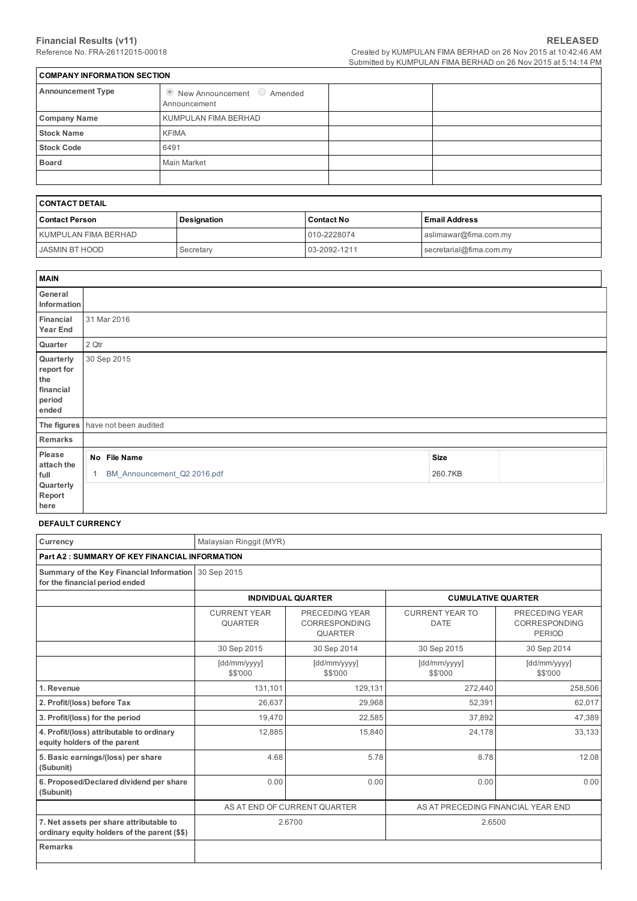**Financial Results (v11)**
Reference No. FRA-26112015-00018

**RELEASED**
Created by KUMPULAN FIMA BERHAD on 26 Nov 2015 at 10:42:46 AM
Submitted by KUMPULAN FIMA BERHAD on 26 Nov 2015 at 5:14:14 PM

| COMPANY INFORMATION SECTION | | | |
|---|---|---|---|
| **Announcement Type** | ◉ New Announcement ○ Amended Announcement | | |
| **Company Name** | KUMPULAN FIMA BERHAD | | |
| **Stock Name** | KFIMA | | |
| **Stock Code** | 6491 | | |
| **Board** | Main Market | | |
| | | | |

| CONTACT DETAIL | | | |
|---|---|---|---|
| **Contact Person** | **Designation** | **Contact No** | **Email Address** |
| KUMPULAN FIMA BERHAD | | 010-2228074 | aslimawar@fima.com.my |
| JASMIN BT HOOD | Secretary | 03-2092-1211 | secretarial@fima.com.my |

| MAIN | |
|---|---|
| **General Information** | |
| **Financial Year End** | 31 Mar 2016 |
| **Quarter** | 2 Qtr |
| **Quarterly report for the financial period ended** | 30 Sep 2015 |
| **The figures** | have not been audited |
| **Remarks** | |
| **Please attach the full Quarterly Report here** | No File Name: 1 BM_Announcement_Q2 2016.pdf — Size: 260.7KB |

**DEFAULT CURRENCY**

| Currency | Malaysian Ringgit (MYR) | | | |
|---|---|---|---|---|
| **Part A2 : SUMMARY OF KEY FINANCIAL INFORMATION** | | | | |
| **Summary of the Key Financial Information for the financial period ended** | 30 Sep 2015 | | | |
| | **INDIVIDUAL QUARTER** | | **CUMULATIVE QUARTER** | |
| | CURRENT YEAR QUARTER | PRECEDING YEAR CORRESPONDING QUARTER | CURRENT YEAR TO DATE | PRECEDING YEAR CORRESPONDING PERIOD |
| | 30 Sep 2015 | 30 Sep 2014 | 30 Sep 2015 | 30 Sep 2014 |
| | [dd/mm/yyyy] $$'000 | [dd/mm/yyyy] $$'000 | [dd/mm/yyyy] $$'000 | [dd/mm/yyyy] $$'000 |
| **1. Revenue** | 131,101 | 129,131 | 272,440 | 258,506 |
| **2. Profit/(loss) before Tax** | 26,637 | 29,968 | 52,391 | 62,017 |
| **3. Profit/(loss) for the period** | 19,470 | 22,585 | 37,892 | 47,389 |
| **4. Profit/(loss) attributable to ordinary equity holders of the parent** | 12,885 | 15,840 | 24,178 | 33,133 |
| **5. Basic earnings/(loss) per share (Subunit)** | 4.68 | 5.78 | 8.78 | 12.08 |
| **6. Proposed/Declared dividend per share (Subunit)** | 0.00 | 0.00 | 0.00 | 0.00 |
| | AS AT END OF CURRENT QUARTER | | AS AT PRECEDING FINANCIAL YEAR END | |
| **7. Net assets per share attributable to ordinary equity holders of the parent ($$)** | 2.6700 | | 2.6500 | |
| **Remarks** | | | | |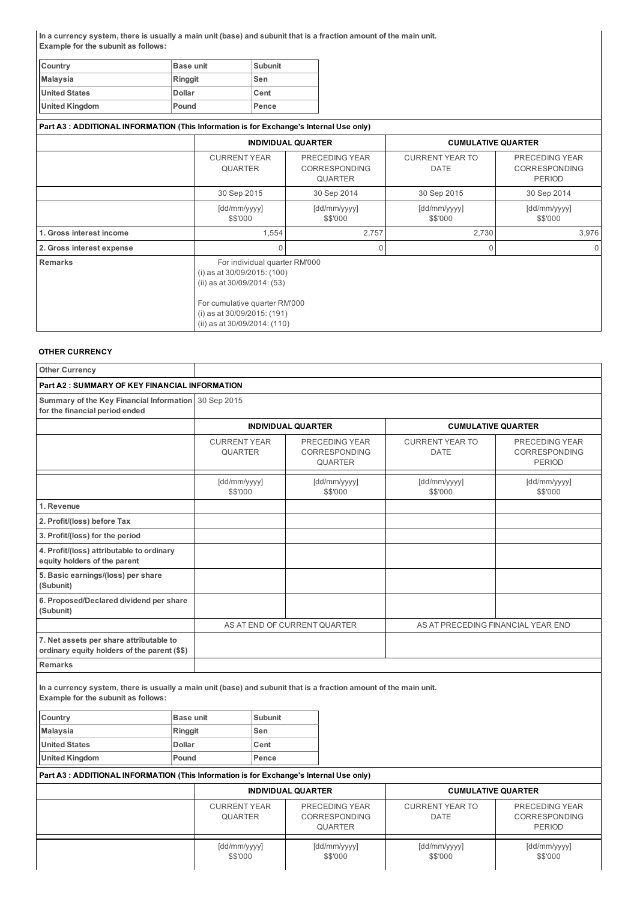**In a currency system, there is usually a main unit (base) and subunit that is a fraction amount of the main unit.**
**Example for the subunit as follows:**

| Country | Base unit | Subunit |
|---|---|---|
| Malaysia | Ringgit | Sen |
| United States | Dollar | Cent |
| United Kingdom | Pound | Pence |

**Part A3 : ADDITIONAL INFORMATION (This Information is for Exchange's Internal Use only)**

| | INDIVIDUAL QUARTER | | CUMULATIVE QUARTER | |
|---|---|---|---|---|
| | CURRENT YEAR QUARTER | PRECEDING YEAR CORRESPONDING QUARTER | CURRENT YEAR TO DATE | PRECEDING YEAR CORRESPONDING PERIOD |
| | 30 Sep 2015 | 30 Sep 2014 | 30 Sep 2015 | 30 Sep 2014 |
| | [dd/mm/yyyy] $$'000 | [dd/mm/yyyy] $$'000 | [dd/mm/yyyy] $$'000 | [dd/mm/yyyy] $$'000 |
| **1. Gross interest income** | 1,554 | 2,757 | 2,730 | 3,976 |
| **2. Gross interest expense** | 0 | 0 | 0 | 0 |
| **Remarks** | For individual quarter RM'000<br>(i) as at 30/09/2015: (100)<br>(ii) as at 30/09/2014: (53)<br><br>For cumulative quarter RM'000<br>(i) as at 30/09/2015: (191)<br>(ii) as at 30/09/2014: (110) | | | |

**OTHER CURRENCY**

| Other Currency | | | | |
|---|---|---|---|---|
| **Part A2 : SUMMARY OF KEY FINANCIAL INFORMATION** | | | | |
| **Summary of the Key Financial Information for the financial period ended** | 30 Sep 2015 | | | |
| | INDIVIDUAL QUARTER | | CUMULATIVE QUARTER | |
| | CURRENT YEAR QUARTER | PRECEDING YEAR CORRESPONDING QUARTER | CURRENT YEAR TO DATE | PRECEDING YEAR CORRESPONDING PERIOD |
| | [dd/mm/yyyy] $$'000 | [dd/mm/yyyy] $$'000 | [dd/mm/yyyy] $$'000 | [dd/mm/yyyy] $$'000 |
| **1. Revenue** | | | | |
| **2. Profit/(loss) before Tax** | | | | |
| **3. Profit/(loss) for the period** | | | | |
| **4. Profit/(loss) attributable to ordinary equity holders of the parent** | | | | |
| **5. Basic earnings/(loss) per share (Subunit)** | | | | |
| **6. Proposed/Declared dividend per share (Subunit)** | | | | |
| | AS AT END OF CURRENT QUARTER | | AS AT PRECEDING FINANCIAL YEAR END | |
| **7. Net assets per share attributable to ordinary equity holders of the parent ($$)** | | | | |
| **Remarks** | | | | |

**In a currency system, there is usually a main unit (base) and subunit that is a fraction amount of the main unit.**
**Example for the subunit as follows:**

| Country | Base unit | Subunit |
|---|---|---|
| Malaysia | Ringgit | Sen |
| United States | Dollar | Cent |
| United Kingdom | Pound | Pence |

**Part A3 : ADDITIONAL INFORMATION (This Information is for Exchange's Internal Use only)**

| | INDIVIDUAL QUARTER | | CUMULATIVE QUARTER | |
|---|---|---|---|---|
| | CURRENT YEAR QUARTER | PRECEDING YEAR CORRESPONDING QUARTER | CURRENT YEAR TO DATE | PRECEDING YEAR CORRESPONDING PERIOD |
| | [dd/mm/yyyy] $$'000 | [dd/mm/yyyy] $$'000 | [dd/mm/yyyy] $$'000 | [dd/mm/yyyy] $$'000 |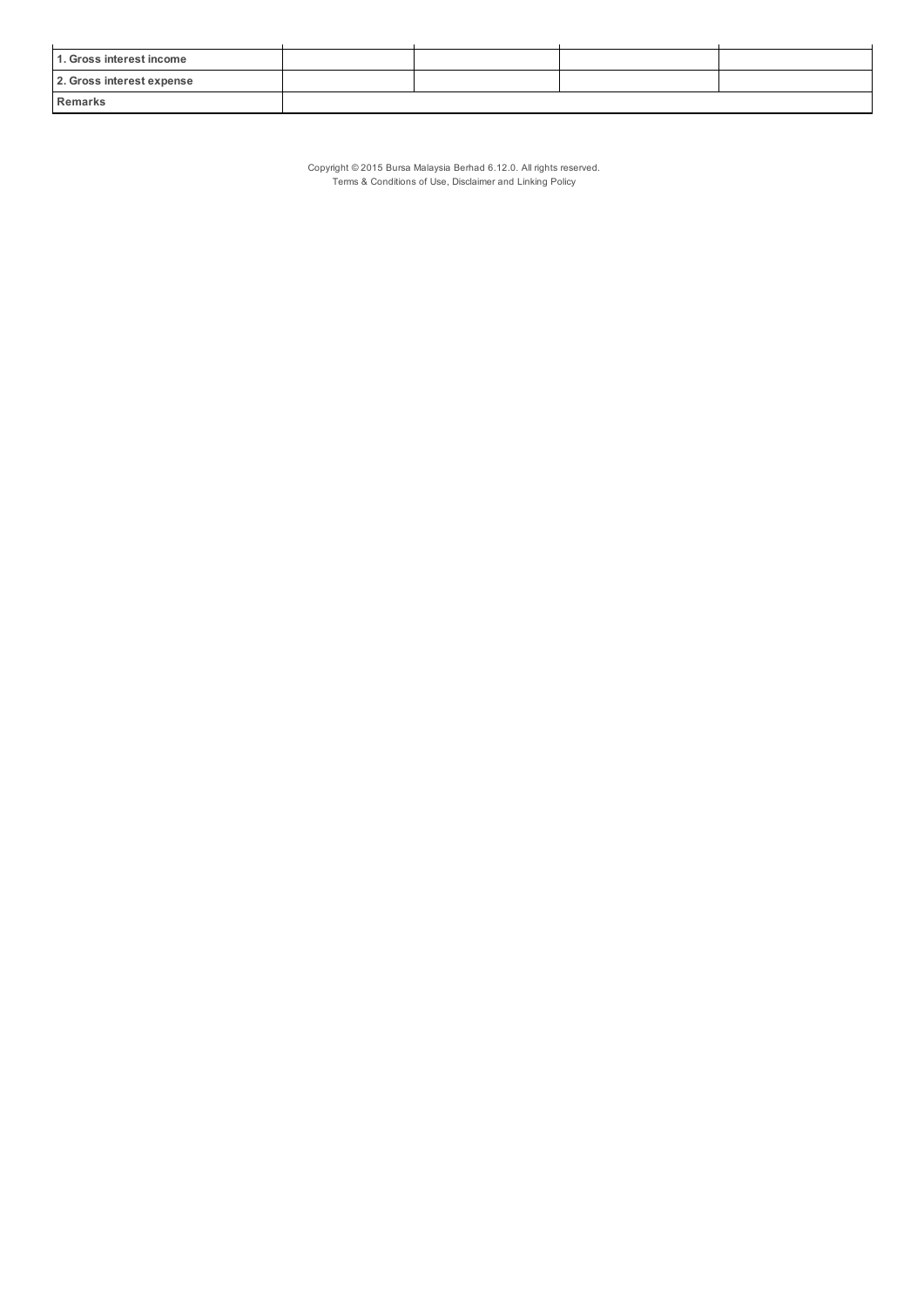| | | | | |
|---|---|---|---|---|
| 1. Gross interest income | | | | |
| 2. Gross interest expense | | | | |
| Remarks | | | | |

Copyright © 2015 Bursa Malaysia Berhad 6.12.0. All rights reserved.
Terms & Conditions of Use, Disclaimer and Linking Policy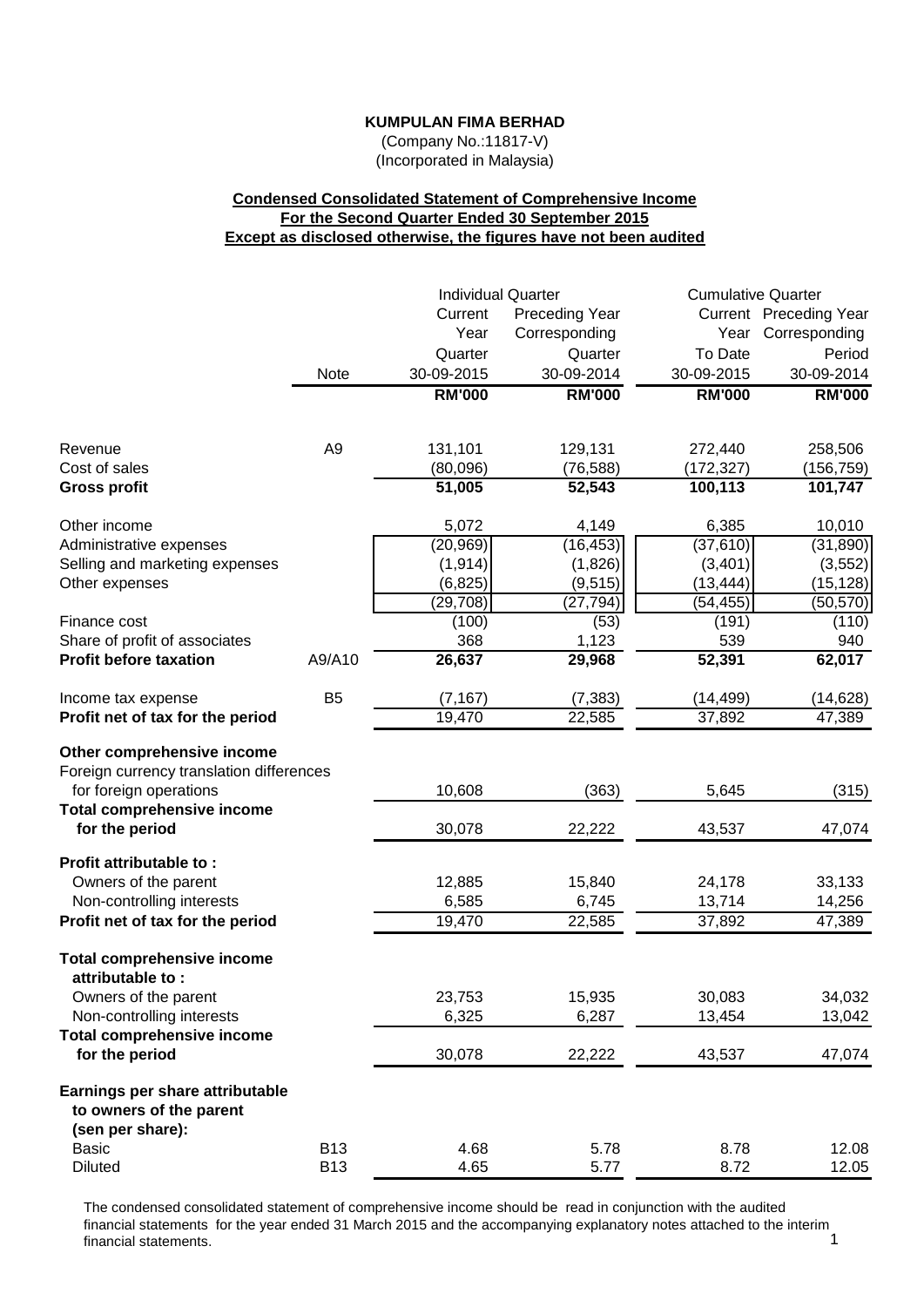**KUMPULAN FIMA BERHAD**

(Company No.:11817-V)

(Incorporated in Malaysia)

**Condensed Consolidated Statement of Comprehensive Income**
**For the Second Quarter Ended 30 September 2015**
**Except as disclosed otherwise, the figures have not been audited**

| | Note | Individual Quarter | | Cumulative Quarter | |
|---|---|---|---|---|---|
| | | Current Year Quarter | Preceding Year Corresponding Quarter | Current Year To Date | Preceding Year Corresponding Period |
| | | 30-09-2015 | 30-09-2014 | 30-09-2015 | 30-09-2014 |
| | | **RM'000** | **RM'000** | **RM'000** | **RM'000** |
| Revenue | A9 | 131,101 | 129,131 | 272,440 | 258,506 |
| Cost of sales | | (80,096) | (76,588) | (172,327) | (156,759) |
| **Gross profit** | | **51,005** | **52,543** | **100,113** | **101,747** |
| Other income | | 5,072 | 4,149 | 6,385 | 10,010 |
| Administrative expenses | | (20,969) | (16,453) | (37,610) | (31,890) |
| Selling and marketing expenses | | (1,914) | (1,826) | (3,401) | (3,552) |
| Other expenses | | (6,825) | (9,515) | (13,444) | (15,128) |
| | | (29,708) | (27,794) | (54,455) | (50,570) |
| Finance cost | | (100) | (53) | (191) | (110) |
| Share of profit of associates | | 368 | 1,123 | 539 | 940 |
| **Profit before taxation** | A9/A10 | **26,637** | **29,968** | **52,391** | **62,017** |
| Income tax expense | B5 | (7,167) | (7,383) | (14,499) | (14,628) |
| **Profit net of tax for the period** | | 19,470 | 22,585 | 37,892 | 47,389 |
| **Other comprehensive income** | | | | | |
| Foreign currency translation differences for foreign operations | | 10,608 | (363) | 5,645 | (315) |
| **Total comprehensive income for the period** | | 30,078 | 22,222 | 43,537 | 47,074 |
| **Profit attributable to :** | | | | | |
| Owners of the parent | | 12,885 | 15,840 | 24,178 | 33,133 |
| Non-controlling interests | | 6,585 | 6,745 | 13,714 | 14,256 |
| **Profit net of tax for the period** | | 19,470 | 22,585 | 37,892 | 47,389 |
| **Total comprehensive income attributable to :** | | | | | |
| Owners of the parent | | 23,753 | 15,935 | 30,083 | 34,032 |
| Non-controlling interests | | 6,325 | 6,287 | 13,454 | 13,042 |
| **Total comprehensive income for the period** | | 30,078 | 22,222 | 43,537 | 47,074 |
| **Earnings per share attributable to owners of the parent (sen per share):** | | | | | |
| Basic | B13 | 4.68 | 5.78 | 8.78 | 12.08 |
| Diluted | B13 | 4.65 | 5.77 | 8.72 | 12.05 |

The condensed consolidated statement of comprehensive income should be read in conjunction with the audited financial statements for the year ended 31 March 2015 and the accompanying explanatory notes attached to the interim financial statements.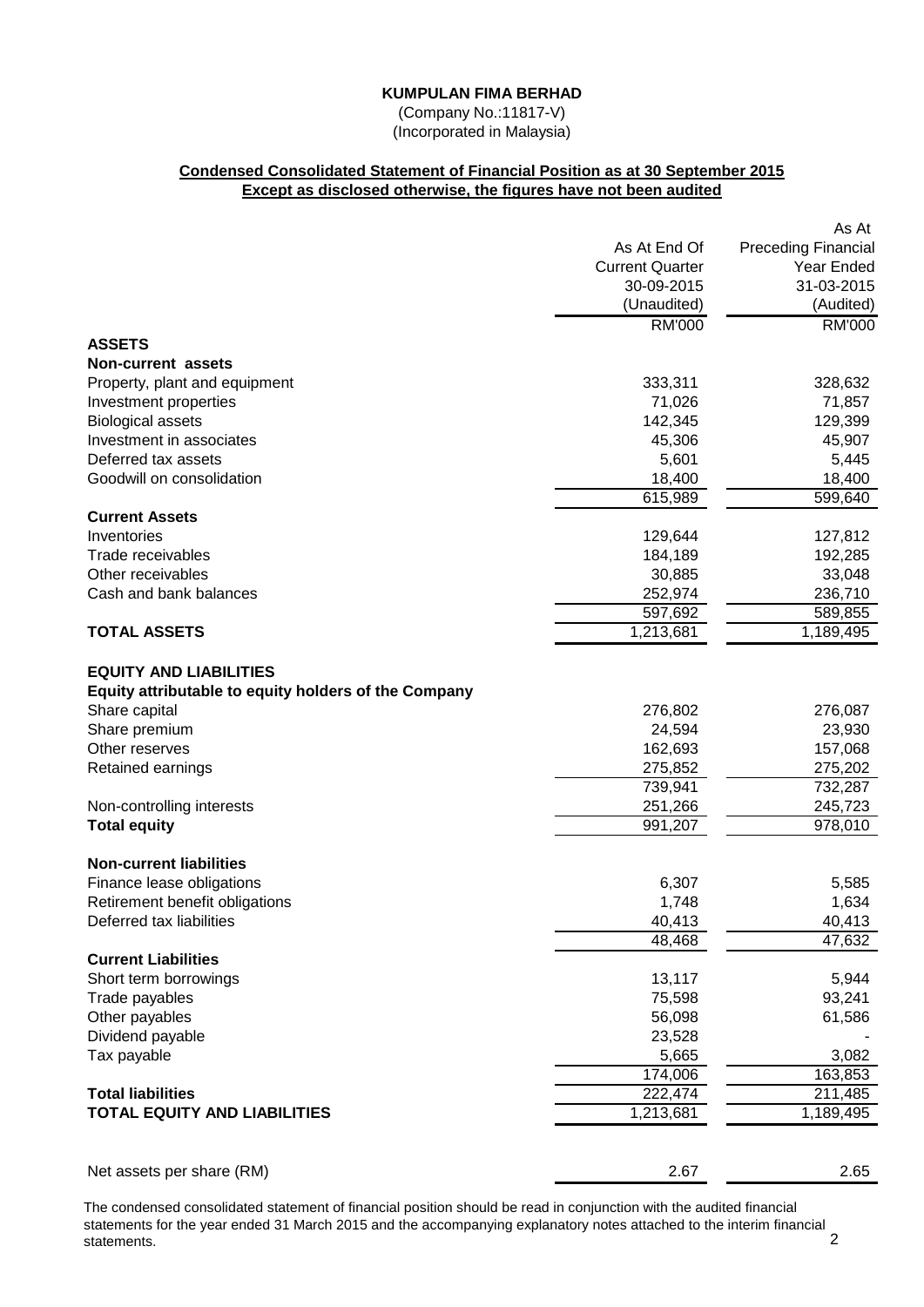**KUMPULAN FIMA BERHAD**

(Company No.:11817-V)

(Incorporated in Malaysia)

**Condensed Consolidated Statement of Financial Position as at 30 September 2015**

**Except as disclosed otherwise, the figures have not been audited**

| | As At End Of Current Quarter 30-09-2015 (Unaudited) | As At Preceding Financial Year Ended 31-03-2015 (Audited) |
|---|---|---|
| | RM'000 | RM'000 |
| **ASSETS** | | |
| **Non-current assets** | | |
| Property, plant and equipment | 333,311 | 328,632 |
| Investment properties | 71,026 | 71,857 |
| Biological assets | 142,345 | 129,399 |
| Investment in associates | 45,306 | 45,907 |
| Deferred tax assets | 5,601 | 5,445 |
| Goodwill on consolidation | 18,400 | 18,400 |
| | 615,989 | 599,640 |
| **Current Assets** | | |
| Inventories | 129,644 | 127,812 |
| Trade receivables | 184,189 | 192,285 |
| Other receivables | 30,885 | 33,048 |
| Cash and bank balances | 252,974 | 236,710 |
| | 597,692 | 589,855 |
| **TOTAL ASSETS** | 1,213,681 | 1,189,495 |
| | | |
| **EQUITY AND LIABILITIES** | | |
| **Equity attributable to equity holders of the Company** | | |
| Share capital | 276,802 | 276,087 |
| Share premium | 24,594 | 23,930 |
| Other reserves | 162,693 | 157,068 |
| Retained earnings | 275,852 | 275,202 |
| | 739,941 | 732,287 |
| Non-controlling interests | 251,266 | 245,723 |
| **Total equity** | 991,207 | 978,010 |
| | | |
| **Non-current liabilities** | | |
| Finance lease obligations | 6,307 | 5,585 |
| Retirement benefit obligations | 1,748 | 1,634 |
| Deferred tax liabilities | 40,413 | 40,413 |
| | 48,468 | 47,632 |
| **Current Liabilities** | | |
| Short term borrowings | 13,117 | 5,944 |
| Trade payables | 75,598 | 93,241 |
| Other payables | 56,098 | 61,586 |
| Dividend payable | 23,528 | - |
| Tax payable | 5,665 | 3,082 |
| | 174,006 | 163,853 |
| **Total liabilities** | 222,474 | 211,485 |
| **TOTAL EQUITY AND LIABILITIES** | 1,213,681 | 1,189,495 |
| | | |
| Net assets per share (RM) | 2.67 | 2.65 |

The condensed consolidated statement of financial position should be read in conjunction with the audited financial statements for the year ended 31 March 2015 and the accompanying explanatory notes attached to the interim financial statements.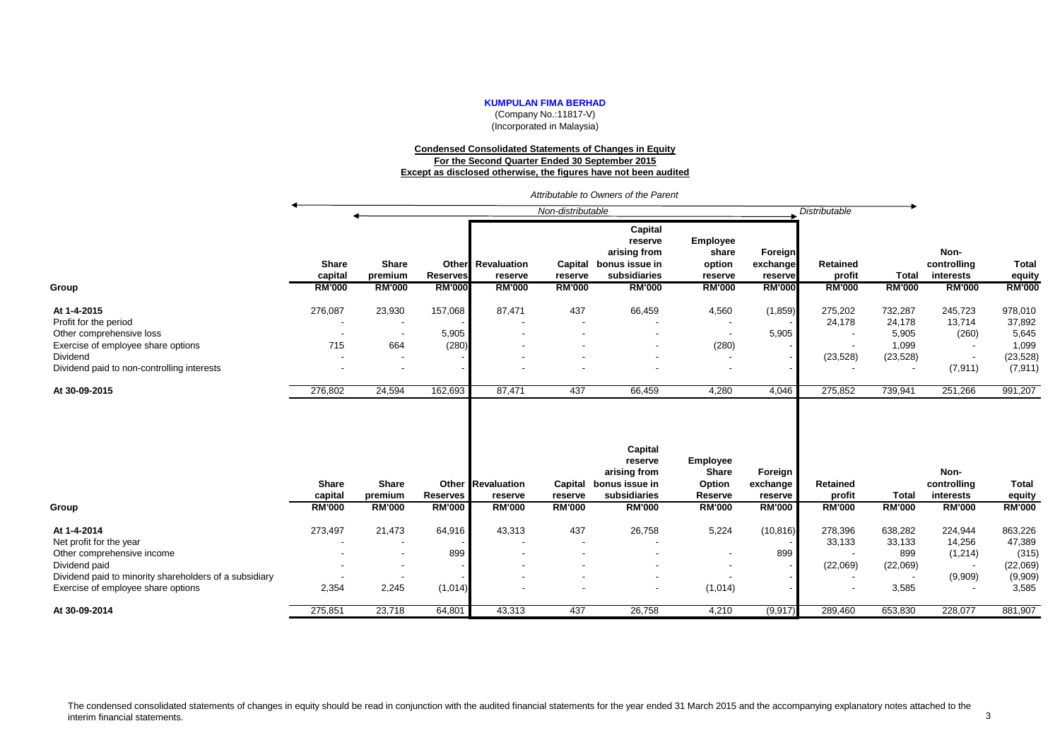**KUMPULAN FIMA BERHAD**

(Company No.:11817-V)

(Incorporated in Malaysia)

**Condensed Consolidated Statements of Changes in Equity**

**For the Second Quarter Ended 30 September 2015**

**Except as disclosed otherwise, the figures have not been audited**

*Attributable to Owners of the Parent*

| | *Non-distributable* | | | | | | | | *Distributable* | | | |
|---|---|---|---|---|---|---|---|---|---|---|---|---|
| **Group** | **Share capital RM'000** | **Share premium RM'000** | **Other Reserves RM'000** | **Revaluation reserve RM'000** | **Capital reserve RM'000** | **Capital reserve arising from bonus issue in subsidiaries RM'000** | **Employee share option reserve RM'000** | **Foreign exchange reserve RM'000** | **Retained profit RM'000** | **Total RM'000** | **Non-controlling interests RM'000** | **Total equity RM'000** |
| **At 1-4-2015** | 276,087 | 23,930 | 157,068 | 87,471 | 437 | 66,459 | 4,560 | (1,859) | 275,202 | 732,287 | 245,723 | 978,010 |
| Profit for the period | - | - | - | - | - | - | - | - | 24,178 | 24,178 | 13,714 | 37,892 |
| Other comprehensive loss | - | - | 5,905 | - | - | - | - | 5,905 | - | 5,905 | (260) | 5,645 |
| Exercise of employee share options | 715 | 664 | (280) | - | - | - | (280) | - | - | 1,099 | - | 1,099 |
| Dividend | - | - | - | - | - | - | - | - | (23,528) | (23,528) | - | (23,528) |
| Dividend paid to non-controlling interests | - | - | - | - | - | - | - | - | - | - | (7,911) | (7,911) |
| **At 30-09-2015** | 276,802 | 24,594 | 162,693 | 87,471 | 437 | 66,459 | 4,280 | 4,046 | 275,852 | 739,941 | 251,266 | 991,207 |

| **Group** | **Share capital RM'000** | **Share premium RM'000** | **Other Reserves RM'000** | **Revaluation reserve RM'000** | **Capital reserve RM'000** | **Capital reserve arising from bonus issue in subsidiaries RM'000** | **Employee Share Option Reserve RM'000** | **Foreign exchange reserve RM'000** | **Retained profit RM'000** | **Total RM'000** | **Non-controlling interests RM'000** | **Total equity RM'000** |
|---|---|---|---|---|---|---|---|---|---|---|---|---|
| **At 1-4-2014** | 273,497 | 21,473 | 64,916 | 43,313 | 437 | 26,758 | 5,224 | (10,816) | 278,396 | 638,282 | 224,944 | 863,226 |
| Net profit for the year | - | - | - | - | - | - | | - | 33,133 | 33,133 | 14,256 | 47,389 |
| Other comprehensive income | - | - | 899 | - | - | - | - | 899 | - | 899 | (1,214) | (315) |
| Dividend paid | - | - | - | - | - | - | - | - | (22,069) | (22,069) | - | (22,069) |
| Dividend paid to minority shareholders of a subsidiary | - | - | - | - | - | - | - | - | - | - | (9,909) | (9,909) |
| Exercise of employee share options | 2,354 | 2,245 | (1,014) | - | - | - | (1,014) | - | - | 3,585 | - | 3,585 |
| **At 30-09-2014** | 275,851 | 23,718 | 64,801 | 43,313 | 437 | 26,758 | 4,210 | (9,917) | 289,460 | 653,830 | 228,077 | 881,907 |

The condensed consolidated statements of changes in equity should be read in conjunction with the audited financial statements for the year ended 31 March 2015 and the accompanying explanatory notes attached to the interim financial statements.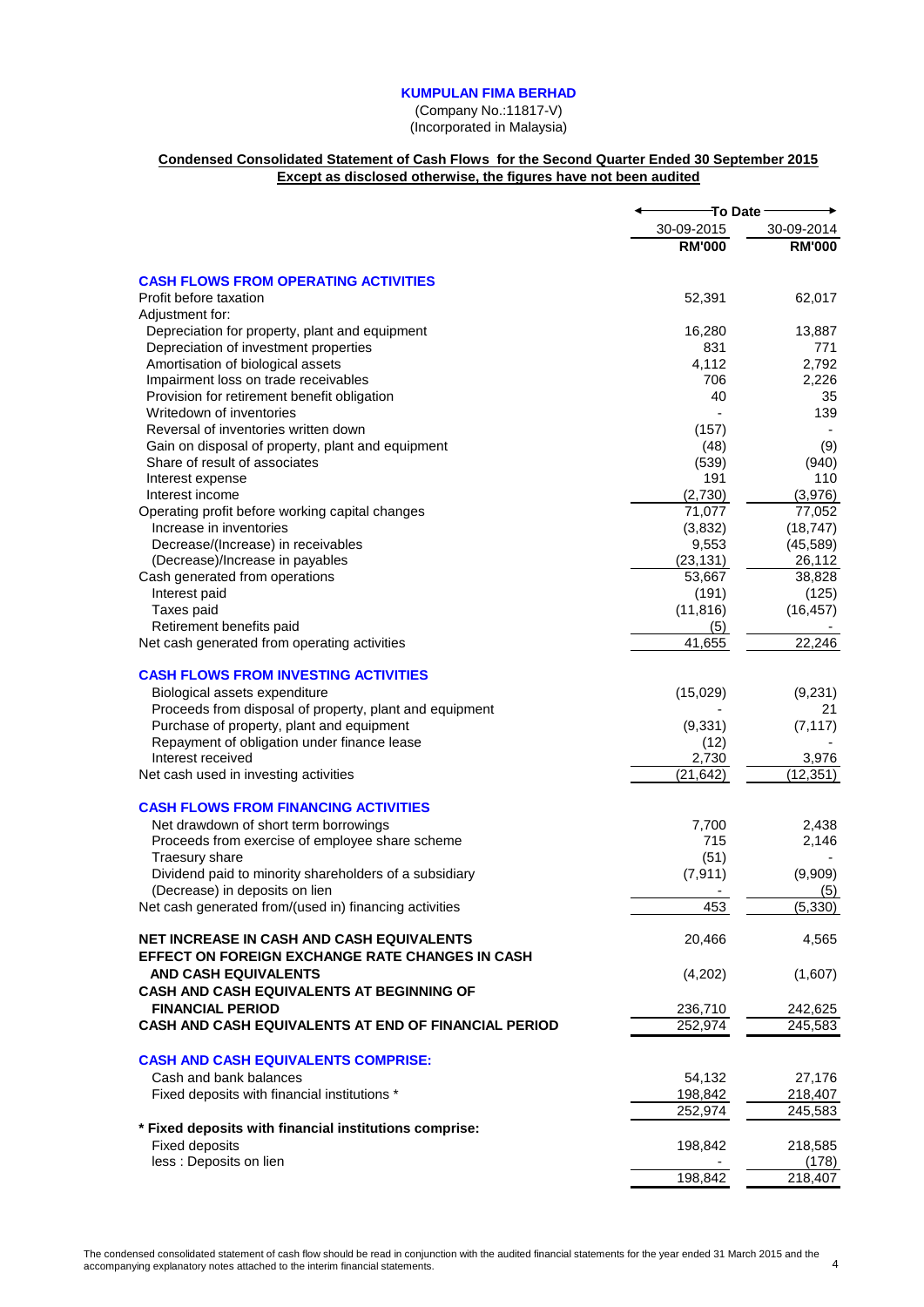**KUMPULAN FIMA BERHAD**

(Company No.:11817-V)
(Incorporated in Malaysia)

**Condensed Consolidated Statement of Cash Flows for the Second Quarter Ended 30 September 2015**
**Except as disclosed otherwise, the figures have not been audited**

| | To Date | |
|---|---|---|
| | 30-09-2015 | 30-09-2014 |
| | **RM'000** | **RM'000** |
| **CASH FLOWS FROM OPERATING ACTIVITIES** | | |
| Profit before taxation | 52,391 | 62,017 |
| Adjustment for: | | |
| Depreciation for property, plant and equipment | 16,280 | 13,887 |
| Depreciation of investment properties | 831 | 771 |
| Amortisation of biological assets | 4,112 | 2,792 |
| Impairment loss on trade receivables | 706 | 2,226 |
| Provision for retirement benefit obligation | 40 | 35 |
| Writedown of inventories | - | 139 |
| Reversal of inventories written down | (157) | - |
| Gain on disposal of property, plant and equipment | (48) | (9) |
| Share of result of associates | (539) | (940) |
| Interest expense | 191 | 110 |
| Interest income | (2,730) | (3,976) |
| Operating profit before working capital changes | 71,077 | 77,052 |
| Increase in inventories | (3,832) | (18,747) |
| Decrease/(Increase) in receivables | 9,553 | (45,589) |
| (Decrease)/Increase in payables | (23,131) | 26,112 |
| Cash generated from operations | 53,667 | 38,828 |
| Interest paid | (191) | (125) |
| Taxes paid | (11,816) | (16,457) |
| Retirement benefits paid | (5) | - |
| Net cash generated from operating activities | 41,655 | 22,246 |
| **CASH FLOWS FROM INVESTING ACTIVITIES** | | |
| Biological assets expenditure | (15,029) | (9,231) |
| Proceeds from disposal of property, plant and equipment | - | 21 |
| Purchase of property, plant and equipment | (9,331) | (7,117) |
| Repayment of obligation under finance lease | (12) | - |
| Interest received | 2,730 | 3,976 |
| Net cash used in investing activities | (21,642) | (12,351) |
| **CASH FLOWS FROM FINANCING ACTIVITIES** | | |
| Net drawdown of short term borrowings | 7,700 | 2,438 |
| Proceeds from exercise of employee share scheme | 715 | 2,146 |
| Traesury share | (51) | - |
| Dividend paid to minority shareholders of a subsidiary | (7,911) | (9,909) |
| (Decrease) in deposits on lien | - | (5) |
| Net cash generated from/(used in) financing activities | 453 | (5,330) |
| **NET INCREASE IN CASH AND CASH EQUIVALENTS** | 20,466 | 4,565 |
| **EFFECT ON FOREIGN EXCHANGE RATE CHANGES IN CASH AND CASH EQUIVALENTS** | (4,202) | (1,607) |
| **CASH AND CASH EQUIVALENTS AT BEGINNING OF FINANCIAL PERIOD** | 236,710 | 242,625 |
| **CASH AND CASH EQUIVALENTS AT END OF FINANCIAL PERIOD** | 252,974 | 245,583 |
| **CASH AND CASH EQUIVALENTS COMPRISE:** | | |
| Cash and bank balances | 54,132 | 27,176 |
| Fixed deposits with financial institutions * | 198,842 | 218,407 |
| | 252,974 | 245,583 |
| **\* Fixed deposits with financial institutions comprise:** | | |
| Fixed deposits | 198,842 | 218,585 |
| less : Deposits on lien | - | (178) |
| | 198,842 | 218,407 |

The condensed consolidated statement of cash flow should be read in conjunction with the audited financial statements for the year ended 31 March 2015 and the accompanying explanatory notes attached to the interim financial statements.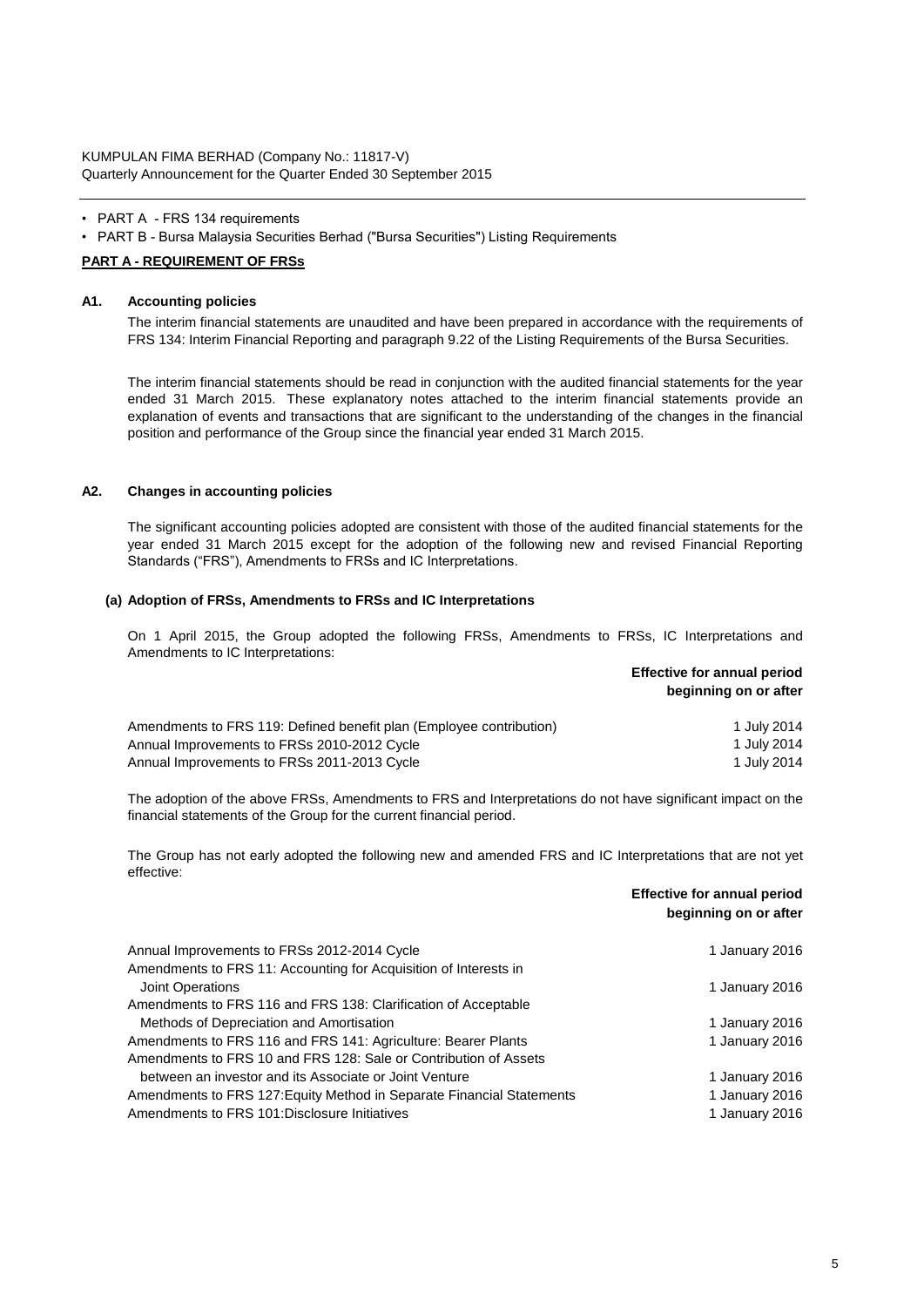KUMPULAN FIMA BERHAD (Company No.: 11817-V)
Quarterly Announcement for the Quarter Ended 30 September 2015

- PART A - FRS 134 requirements
- PART B - Bursa Malaysia Securities Berhad ("Bursa Securities") Listing Requirements

**PART A - REQUIREMENT OF FRSs**

### A1. Accounting policies

The interim financial statements are unaudited and have been prepared in accordance with the requirements of FRS 134: Interim Financial Reporting and paragraph 9.22 of the Listing Requirements of the Bursa Securities.

The interim financial statements should be read in conjunction with the audited financial statements for the year ended 31 March 2015. These explanatory notes attached to the interim financial statements provide an explanation of events and transactions that are significant to the understanding of the changes in the financial position and performance of the Group since the financial year ended 31 March 2015.

### A2. Changes in accounting policies

The significant accounting policies adopted are consistent with those of the audited financial statements for the year ended 31 March 2015 except for the adoption of the following new and revised Financial Reporting Standards ("FRS"), Amendments to FRSs and IC Interpretations.

**(a) Adoption of FRSs, Amendments to FRSs and IC Interpretations**

On 1 April 2015, the Group adopted the following FRSs, Amendments to FRSs, IC Interpretations and Amendments to IC Interpretations:

| | Effective for annual period beginning on or after |
|---|---|
| Amendments to FRS 119: Defined benefit plan (Employee contribution) | 1 July 2014 |
| Annual Improvements to FRSs 2010-2012 Cycle | 1 July 2014 |
| Annual Improvements to FRSs 2011-2013 Cycle | 1 July 2014 |

The adoption of the above FRSs, Amendments to FRS and Interpretations do not have significant impact on the financial statements of the Group for the current financial period.

The Group has not early adopted the following new and amended FRS and IC Interpretations that are not yet effective:

| | Effective for annual period beginning on or after |
|---|---|
| Annual Improvements to FRSs 2012-2014 Cycle | 1 January 2016 |
| Amendments to FRS 11: Accounting for Acquisition of Interests in Joint Operations | 1 January 2016 |
| Amendments to FRS 116 and FRS 138: Clarification of Acceptable Methods of Depreciation and Amortisation | 1 January 2016 |
| Amendments to FRS 116 and FRS 141: Agriculture: Bearer Plants | 1 January 2016 |
| Amendments to FRS 10 and FRS 128: Sale or Contribution of Assets between an investor and its Associate or Joint Venture | 1 January 2016 |
| Amendments to FRS 127:Equity Method in Separate Financial Statements | 1 January 2016 |
| Amendments to FRS 101:Disclosure Initiatives | 1 January 2016 |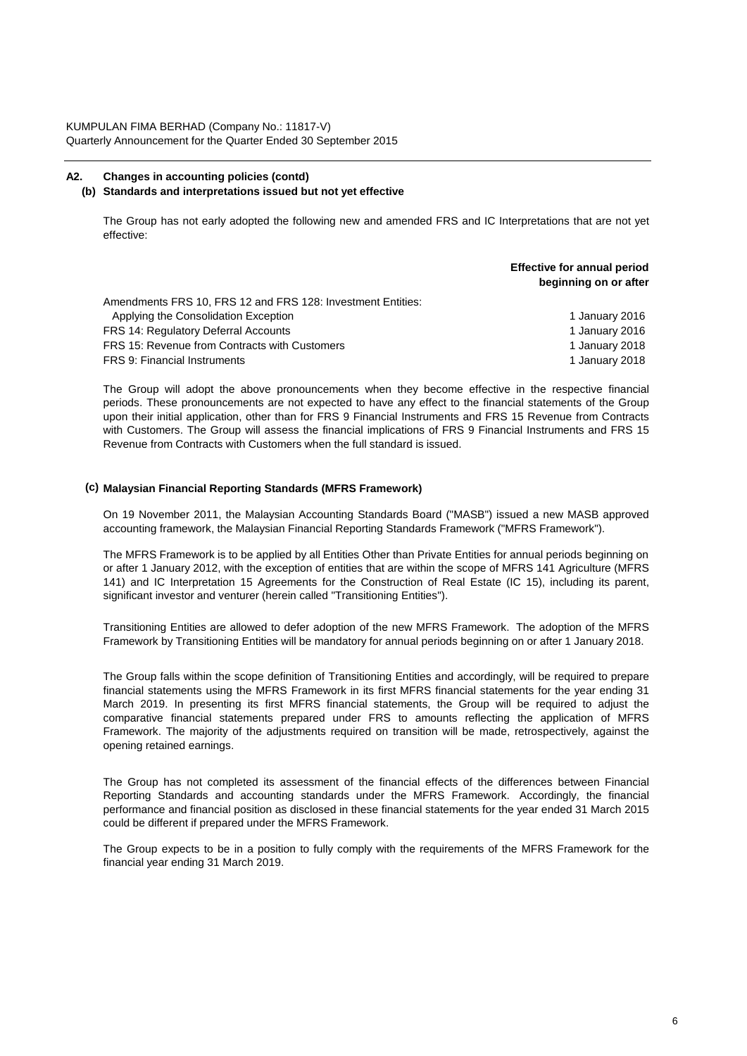## A2. Changes in accounting policies (contd)

### (b) Standards and interpretations issued but not yet effective

The Group has not early adopted the following new and amended FRS and IC Interpretations that are not yet effective:

| | Effective for annual period beginning on or after |
|---|---|
| Amendments FRS 10, FRS 12 and FRS 128: Investment Entities: Applying the Consolidation Exception | 1 January 2016 |
| FRS 14: Regulatory Deferral Accounts | 1 January 2016 |
| FRS 15: Revenue from Contracts with Customers | 1 January 2018 |
| FRS 9: Financial Instruments | 1 January 2018 |

The Group will adopt the above pronouncements when they become effective in the respective financial periods. These pronouncements are not expected to have any effect to the financial statements of the Group upon their initial application, other than for FRS 9 Financial Instruments and FRS 15 Revenue from Contracts with Customers. The Group will assess the financial implications of FRS 9 Financial Instruments and FRS 15 Revenue from Contracts with Customers when the full standard is issued.

### (c) Malaysian Financial Reporting Standards (MFRS Framework)

On 19 November 2011, the Malaysian Accounting Standards Board ("MASB") issued a new MASB approved accounting framework, the Malaysian Financial Reporting Standards Framework ("MFRS Framework").

The MFRS Framework is to be applied by all Entities Other than Private Entities for annual periods beginning on or after 1 January 2012, with the exception of entities that are within the scope of MFRS 141 Agriculture (MFRS 141) and IC Interpretation 15 Agreements for the Construction of Real Estate (IC 15), including its parent, significant investor and venturer (herein called "Transitioning Entities").

Transitioning Entities are allowed to defer adoption of the new MFRS Framework. The adoption of the MFRS Framework by Transitioning Entities will be mandatory for annual periods beginning on or after 1 January 2018.

The Group falls within the scope definition of Transitioning Entities and accordingly, will be required to prepare financial statements using the MFRS Framework in its first MFRS financial statements for the year ending 31 March 2019. In presenting its first MFRS financial statements, the Group will be required to adjust the comparative financial statements prepared under FRS to amounts reflecting the application of MFRS Framework. The majority of the adjustments required on transition will be made, retrospectively, against the opening retained earnings.

The Group has not completed its assessment of the financial effects of the differences between Financial Reporting Standards and accounting standards under the MFRS Framework. Accordingly, the financial performance and financial position as disclosed in these financial statements for the year ended 31 March 2015 could be different if prepared under the MFRS Framework.

The Group expects to be in a position to fully comply with the requirements of the MFRS Framework for the financial year ending 31 March 2019.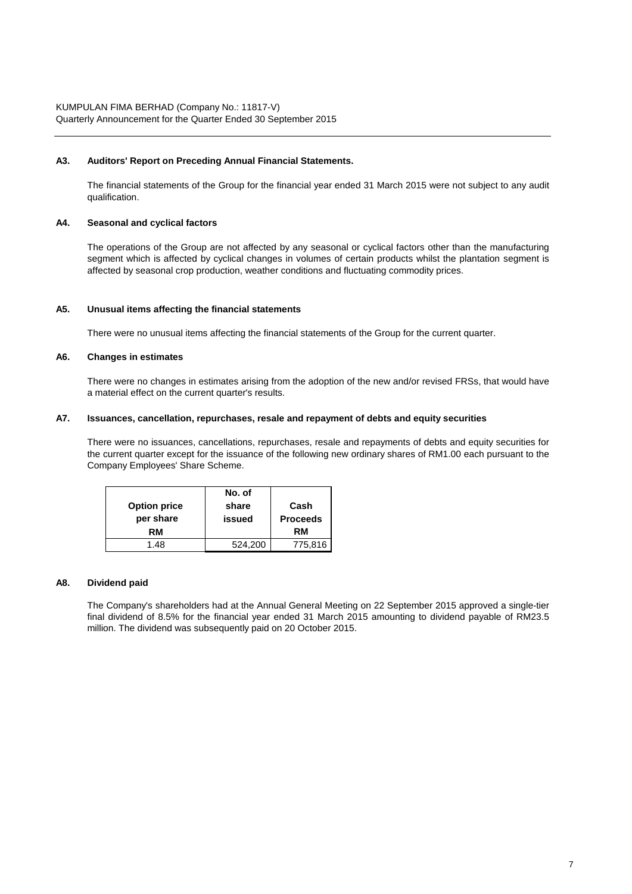KUMPULAN FIMA BERHAD (Company No.: 11817-V)
Quarterly Announcement for the Quarter Ended 30 September 2015

### A3. Auditors' Report on Preceding Annual Financial Statements.

The financial statements of the Group for the financial year ended 31 March 2015 were not subject to any audit qualification.

### A4. Seasonal and cyclical factors

The operations of the Group are not affected by any seasonal or cyclical factors other than the manufacturing segment which is affected by cyclical changes in volumes of certain products whilst the plantation segment is affected by seasonal crop production, weather conditions and fluctuating commodity prices.

### A5. Unusual items affecting the financial statements

There were no unusual items affecting the financial statements of the Group for the current quarter.

### A6. Changes in estimates

There were no changes in estimates arising from the adoption of the new and/or revised FRSs, that would have a material effect on the current quarter's results.

### A7. Issuances, cancellation, repurchases, resale and repayment of debts and equity securities

There were no issuances, cancellations, repurchases, resale and repayments of debts and equity securities for the current quarter except for the issuance of the following new ordinary shares of RM1.00 each pursuant to the Company Employees' Share Scheme.

| Option price per share RM | No. of share issued | Cash Proceeds RM |
|---|---|---|
| 1.48 | 524,200 | 775,816 |

### A8. Dividend paid

The Company's shareholders had at the Annual General Meeting on 22 September 2015 approved a single-tier final dividend of 8.5% for the financial year ended 31 March 2015 amounting to dividend payable of RM23.5 million. The dividend was subsequently paid on 20 October 2015.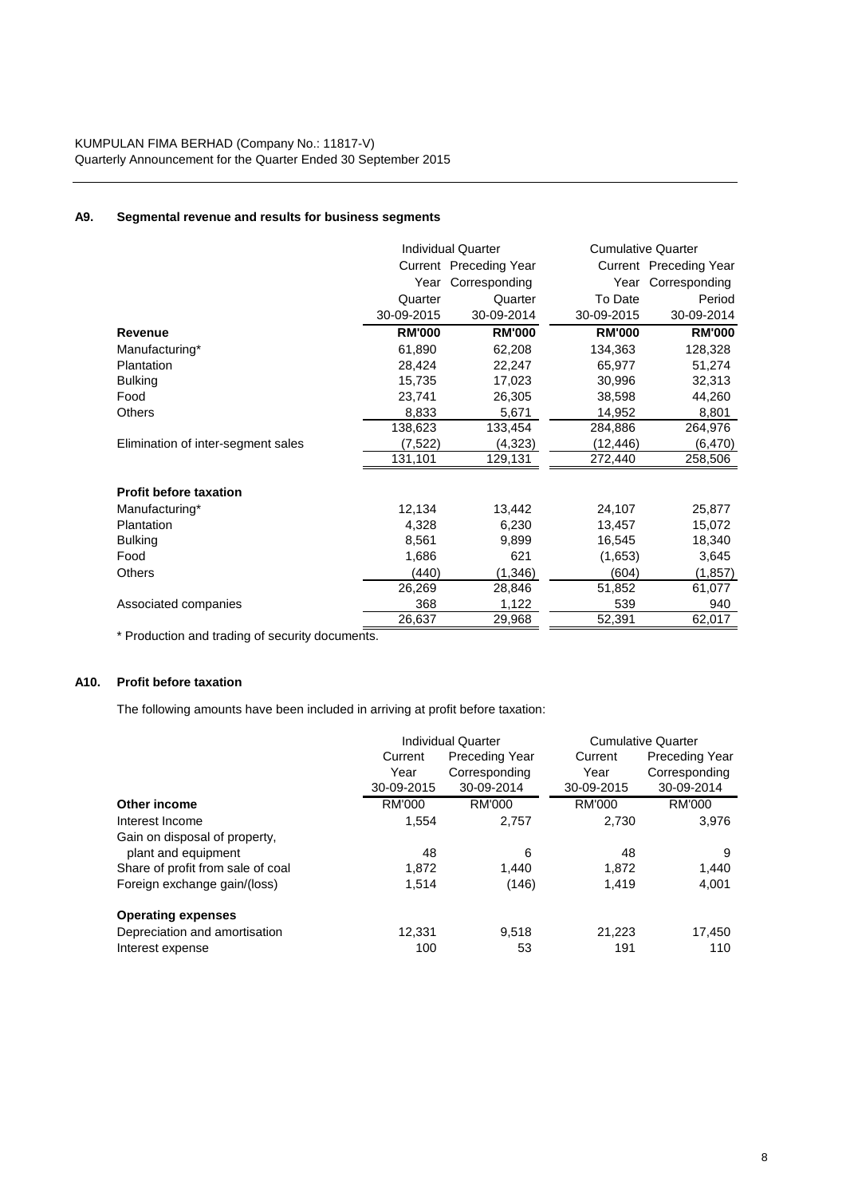## A9. Segmental revenue and results for business segments

| | Individual Quarter | | Cumulative Quarter | |
|---|---|---|---|---|
| | Current Year Quarter 30-09-2015 | Preceding Year Corresponding Quarter 30-09-2014 | Current Year To Date 30-09-2015 | Preceding Year Corresponding Period 30-09-2014 |
| **Revenue** | **RM'000** | **RM'000** | **RM'000** | **RM'000** |
| Manufacturing* | 61,890 | 62,208 | 134,363 | 128,328 |
| Plantation | 28,424 | 22,247 | 65,977 | 51,274 |
| Bulking | 15,735 | 17,023 | 30,996 | 32,313 |
| Food | 23,741 | 26,305 | 38,598 | 44,260 |
| Others | 8,833 | 5,671 | 14,952 | 8,801 |
| | 138,623 | 133,454 | 284,886 | 264,976 |
| Elimination of inter-segment sales | (7,522) | (4,323) | (12,446) | (6,470) |
| | 131,101 | 129,131 | 272,440 | 258,506 |
| | | | | |
| **Profit before taxation** | | | | |
| Manufacturing* | 12,134 | 13,442 | 24,107 | 25,877 |
| Plantation | 4,328 | 6,230 | 13,457 | 15,072 |
| Bulking | 8,561 | 9,899 | 16,545 | 18,340 |
| Food | 1,686 | 621 | (1,653) | 3,645 |
| Others | (440) | (1,346) | (604) | (1,857) |
| | 26,269 | 28,846 | 51,852 | 61,077 |
| Associated companies | 368 | 1,122 | 539 | 940 |
| | 26,637 | 29,968 | 52,391 | 62,017 |

* Production and trading of security documents.

## A10. Profit before taxation

The following amounts have been included in arriving at profit before taxation:

| | Individual Quarter | | Cumulative Quarter | |
|---|---|---|---|---|
| | Current Year 30-09-2015 | Preceding Year Corresponding 30-09-2014 | Current Year 30-09-2015 | Preceding Year Corresponding 30-09-2014 |
| **Other income** | RM'000 | RM'000 | RM'000 | RM'000 |
| Interest Income | 1,554 | 2,757 | 2,730 | 3,976 |
| Gain on disposal of property, plant and equipment | 48 | 6 | 48 | 9 |
| Share of profit from sale of coal | 1,872 | 1,440 | 1,872 | 1,440 |
| Foreign exchange gain/(loss) | 1,514 | (146) | 1,419 | 4,001 |
| | | | | |
| **Operating expenses** | | | | |
| Depreciation and amortisation | 12,331 | 9,518 | 21,223 | 17,450 |
| Interest expense | 100 | 53 | 191 | 110 |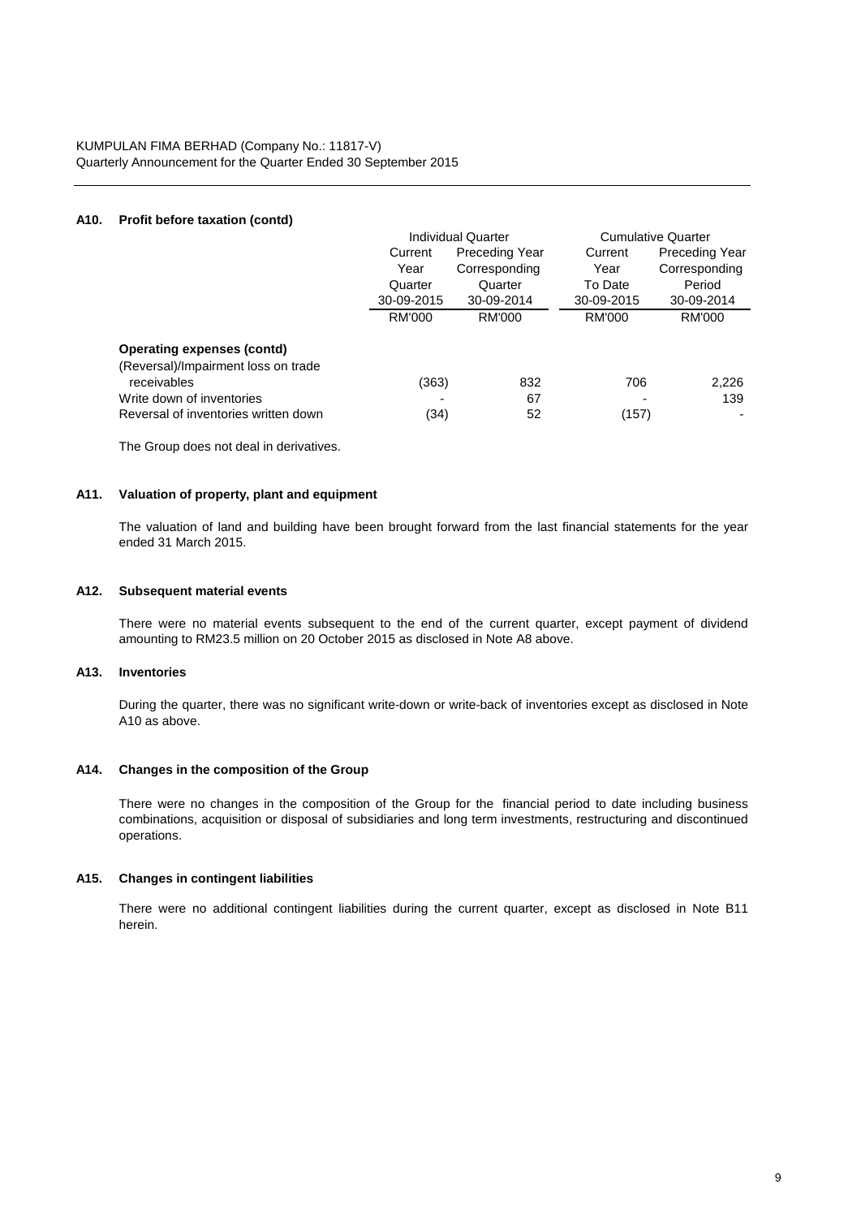KUMPULAN FIMA BERHAD (Company No.: 11817-V)
Quarterly Announcement for the Quarter Ended 30 September 2015

### A10. Profit before taxation (contd)

| | Individual Quarter | | Cumulative Quarter | |
|---|---|---|---|---|
| | Current Year Quarter 30-09-2015 | Preceding Year Corresponding Quarter 30-09-2014 | Current Year To Date 30-09-2015 | Preceding Year Corresponding Period 30-09-2014 |
| | RM'000 | RM'000 | RM'000 | RM'000 |
| **Operating expenses (contd)** | | | | |
| (Reversal)/Impairment loss on trade receivables | (363) | 832 | 706 | 2,226 |
| Write down of inventories | - | 67 | - | 139 |
| Reversal of inventories written down | (34) | 52 | (157) | - |

The Group does not deal in derivatives.

### A11. Valuation of property, plant and equipment

The valuation of land and building have been brought forward from the last financial statements for the year ended 31 March 2015.

### A12. Subsequent material events

There were no material events subsequent to the end of the current quarter, except payment of dividend amounting to RM23.5 million on 20 October 2015 as disclosed in Note A8 above.

### A13. Inventories

During the quarter, there was no significant write-down or write-back of inventories except as disclosed in Note A10 as above.

### A14. Changes in the composition of the Group

There were no changes in the composition of the Group for the financial period to date including business combinations, acquisition or disposal of subsidiaries and long term investments, restructuring and discontinued operations.

### A15. Changes in contingent liabilities

There were no additional contingent liabilities during the current quarter, except as disclosed in Note B11 herein.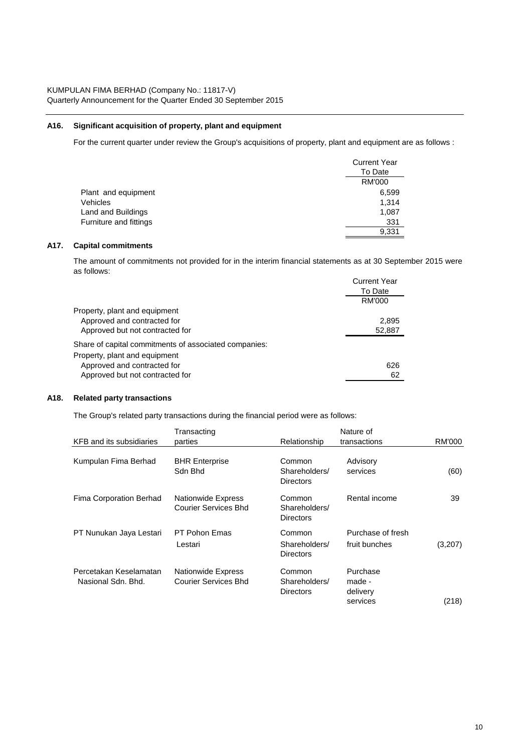## A16. Significant acquisition of property, plant and equipment

For the current quarter under review the Group's acquisitions of property, plant and equipment are as follows :

| | Current Year To Date |
|---|---|
| | RM'000 |
| Plant and equipment | 6,599 |
| Vehicles | 1,314 |
| Land and Buildings | 1,087 |
| Furniture and fittings | 331 |
| | 9,331 |

## A17. Capital commitments

The amount of commitments not provided for in the interim financial statements as at 30 September 2015 were as follows:

| | Current Year To Date |
|---|---|
| | RM'000 |
| Property, plant and equipment | |
| Approved and contracted for | 2,895 |
| Approved but not contracted for | 52,887 |
| Share of capital commitments of associated companies: | |
| Property, plant and equipment | |
| Approved and contracted for | 626 |
| Approved but not contracted for | 62 |

## A18. Related party transactions

The Group's related party transactions during the financial period were as follows:

| KFB and its subsidiaries | Transacting parties | Relationship | Nature of transactions | RM'000 |
|---|---|---|---|---|
| Kumpulan Fima Berhad | BHR Enterprise Sdn Bhd | Common Shareholders/ Directors | Advisory services | (60) |
| Fima Corporation Berhad | Nationwide Express Courier Services Bhd | Common Shareholders/ Directors | Rental income | 39 |
| PT Nunukan Jaya Lestari | PT Pohon Emas Lestari | Common Shareholders/ Directors | Purchase of fresh fruit bunches | (3,207) |
| Percetakan Keselamatan Nasional Sdn. Bhd. | Nationwide Express Courier Services Bhd | Common Shareholders/ Directors | Purchase made - delivery services | (218) |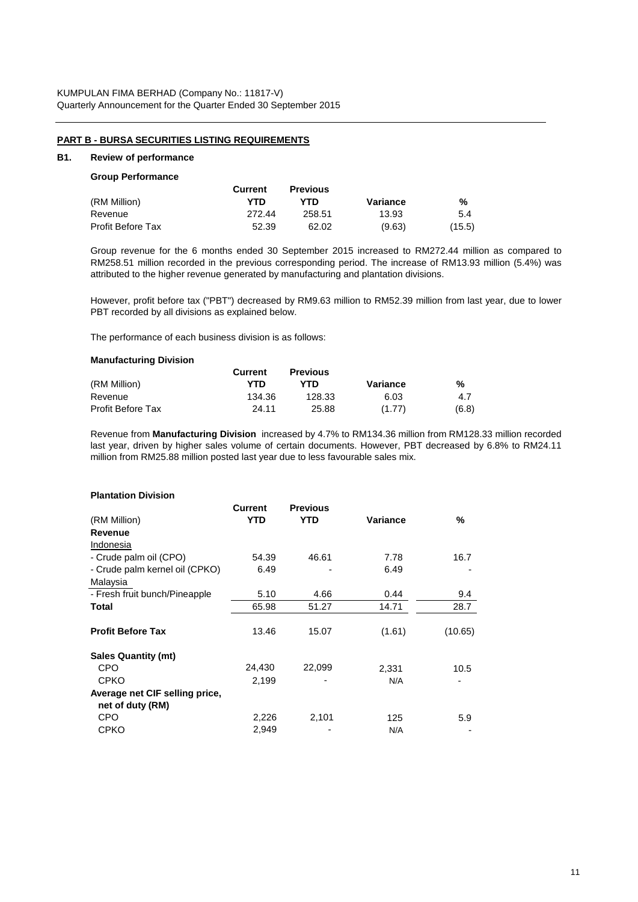KUMPULAN FIMA BERHAD (Company No.: 11817-V)
Quarterly Announcement for the Quarter Ended 30 September 2015

## PART B - BURSA SECURITIES LISTING REQUIREMENTS

### B1. Review of performance

**Group Performance**

| (RM Million) | Current YTD | Previous YTD | Variance | % |
|---|---|---|---|---|
| Revenue | 272.44 | 258.51 | 13.93 | 5.4 |
| Profit Before Tax | 52.39 | 62.02 | (9.63) | (15.5) |

Group revenue for the 6 months ended 30 September 2015 increased to RM272.44 million as compared to RM258.51 million recorded in the previous corresponding period. The increase of RM13.93 million (5.4%) was attributed to the higher revenue generated by manufacturing and plantation divisions.

However, profit before tax ("PBT") decreased by RM9.63 million to RM52.39 million from last year, due to lower PBT recorded by all divisions as explained below.

The performance of each business division is as follows:

**Manufacturing Division**

| (RM Million) | Current YTD | Previous YTD | Variance | % |
|---|---|---|---|---|
| Revenue | 134.36 | 128.33 | 6.03 | 4.7 |
| Profit Before Tax | 24.11 | 25.88 | (1.77) | (6.8) |

Revenue from **Manufacturing Division** increased by 4.7% to RM134.36 million from RM128.33 million recorded last year, driven by higher sales volume of certain documents. However, PBT decreased by 6.8% to RM24.11 million from RM25.88 million posted last year due to less favourable sales mix.

**Plantation Division**

| (RM Million) | Current YTD | Previous YTD | Variance | % |
|---|---|---|---|---|
| **Revenue** | | | | |
| Indonesia | | | | |
| - Crude palm oil (CPO) | 54.39 | 46.61 | 7.78 | 16.7 |
| - Crude palm kernel oil (CPKO) | 6.49 | - | 6.49 | - |
| Malaysia | | | | |
| - Fresh fruit bunch/Pineapple | 5.10 | 4.66 | 0.44 | 9.4 |
| **Total** | 65.98 | 51.27 | 14.71 | 28.7 |
| **Profit Before Tax** | 13.46 | 15.07 | (1.61) | (10.65) |
| **Sales Quantity (mt)** | | | | |
| CPO | 24,430 | 22,099 | 2,331 | 10.5 |
| CPKO | 2,199 | - | N/A | - |
| **Average net CIF selling price, net of duty (RM)** | | | | |
| CPO | 2,226 | 2,101 | 125 | 5.9 |
| CPKO | 2,949 | - | N/A | - |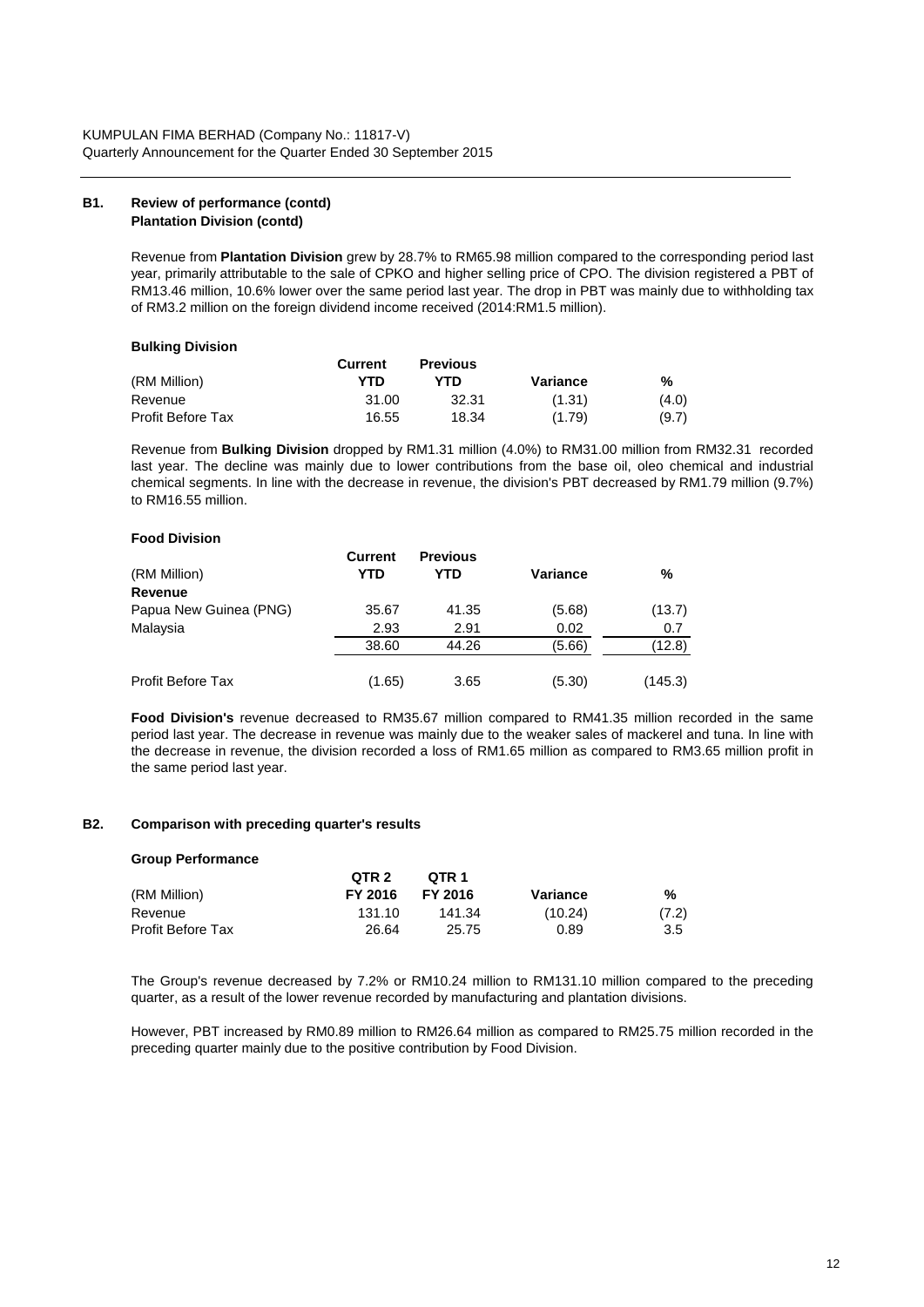KUMPULAN FIMA BERHAD (Company No.: 11817-V)
Quarterly Announcement for the Quarter Ended 30 September 2015

## B1. Review of performance (contd)

### Plantation Division (contd)

Revenue from **Plantation Division** grew by 28.7% to RM65.98 million compared to the corresponding period last year, primarily attributable to the sale of CPKO and higher selling price of CPO. The division registered a PBT of RM13.46 million, 10.6% lower over the same period last year. The drop in PBT was mainly due to withholding tax of RM3.2 million on the foreign dividend income received (2014:RM1.5 million).

### Bulking Division

| (RM Million) | Current YTD | Previous YTD | Variance | % |
|---|---|---|---|---|
| Revenue | 31.00 | 32.31 | (1.31) | (4.0) |
| Profit Before Tax | 16.55 | 18.34 | (1.79) | (9.7) |

Revenue from **Bulking Division** dropped by RM1.31 million (4.0%) to RM31.00 million from RM32.31 recorded last year. The decline was mainly due to lower contributions from the base oil, oleo chemical and industrial chemical segments. In line with the decrease in revenue, the division's PBT decreased by RM1.79 million (9.7%) to RM16.55 million.

### Food Division

| (RM Million) | Current YTD | Previous YTD | Variance | % |
|---|---|---|---|---|
| **Revenue** | | | | |
| Papua New Guinea (PNG) | 35.67 | 41.35 | (5.68) | (13.7) |
| Malaysia | 2.93 | 2.91 | 0.02 | 0.7 |
| | 38.60 | 44.26 | (5.66) | (12.8) |
| Profit Before Tax | (1.65) | 3.65 | (5.30) | (145.3) |

**Food Division's** revenue decreased to RM35.67 million compared to RM41.35 million recorded in the same period last year. The decrease in revenue was mainly due to the weaker sales of mackerel and tuna. In line with the decrease in revenue, the division recorded a loss of RM1.65 million as compared to RM3.65 million profit in the same period last year.

## B2. Comparison with preceding quarter's results

### Group Performance

| (RM Million) | QTR 2 FY 2016 | QTR 1 FY 2016 | Variance | % |
|---|---|---|---|---|
| Revenue | 131.10 | 141.34 | (10.24) | (7.2) |
| Profit Before Tax | 26.64 | 25.75 | 0.89 | 3.5 |

The Group's revenue decreased by 7.2% or RM10.24 million to RM131.10 million compared to the preceding quarter, as a result of the lower revenue recorded by manufacturing and plantation divisions.

However, PBT increased by RM0.89 million to RM26.64 million as compared to RM25.75 million recorded in the preceding quarter mainly due to the positive contribution by Food Division.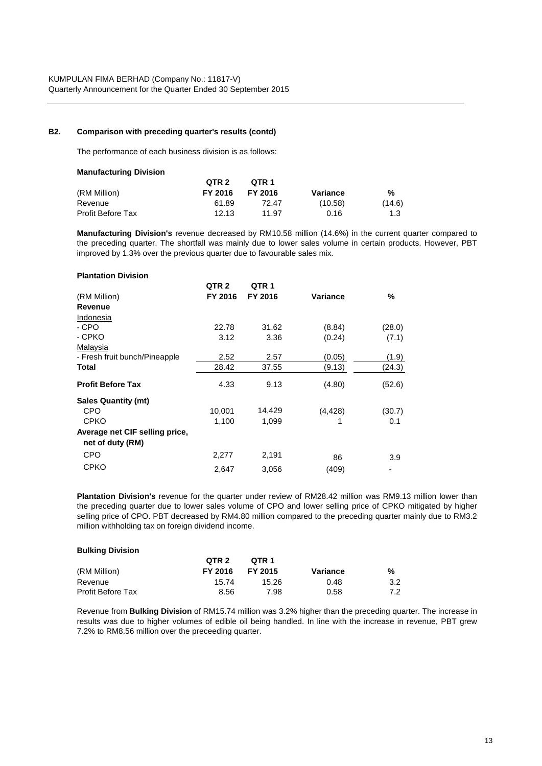## B2. Comparison with preceding quarter's results (contd)

The performance of each business division is as follows:

**Manufacturing Division**

| (RM Million) | QTR 2 FY 2016 | QTR 1 FY 2016 | Variance | % |
|---|---|---|---|---|
| Revenue | 61.89 | 72.47 | (10.58) | (14.6) |
| Profit Before Tax | 12.13 | 11.97 | 0.16 | 1.3 |

**Manufacturing Division's** revenue decreased by RM10.58 million (14.6%) in the current quarter compared to the preceding quarter. The shortfall was mainly due to lower sales volume in certain products. However, PBT improved by 1.3% over the previous quarter due to favourable sales mix.

**Plantation Division**

| (RM Million) | QTR 2 FY 2016 | QTR 1 FY 2016 | Variance | % |
|---|---|---|---|---|
| **Revenue** | | | | |
| Indonesia | | | | |
| - CPO | 22.78 | 31.62 | (8.84) | (28.0) |
| - CPKO | 3.12 | 3.36 | (0.24) | (7.1) |
| Malaysia | | | | |
| - Fresh fruit bunch/Pineapple | 2.52 | 2.57 | (0.05) | (1.9) |
| **Total** | 28.42 | 37.55 | (9.13) | (24.3) |
| **Profit Before Tax** | 4.33 | 9.13 | (4.80) | (52.6) |
| **Sales Quantity (mt)** | | | | |
| CPO | 10,001 | 14,429 | (4,428) | (30.7) |
| CPKO | 1,100 | 1,099 | 1 | 0.1 |
| **Average net CIF selling price, net of duty (RM)** | | | | |
| CPO | 2,277 | 2,191 | 86 | 3.9 |
| CPKO | 2,647 | 3,056 | (409) | - |

**Plantation Division's** revenue for the quarter under review of RM28.42 million was RM9.13 million lower than the preceding quarter due to lower sales volume of CPO and lower selling price of CPKO mitigated by higher selling price of CPO. PBT decreased by RM4.80 million compared to the preceding quarter mainly due to RM3.2 million withholding tax on foreign dividend income.

**Bulking Division**

| (RM Million) | QTR 2 FY 2016 | QTR 1 FY 2015 | Variance | % |
|---|---|---|---|---|
| Revenue | 15.74 | 15.26 | 0.48 | 3.2 |
| Profit Before Tax | 8.56 | 7.98 | 0.58 | 7.2 |

Revenue from **Bulking Division** of RM15.74 million was 3.2% higher than the preceding quarter. The increase in results was due to higher volumes of edible oil being handled. In line with the increase in revenue, PBT grew 7.2% to RM8.56 million over the preceeding quarter.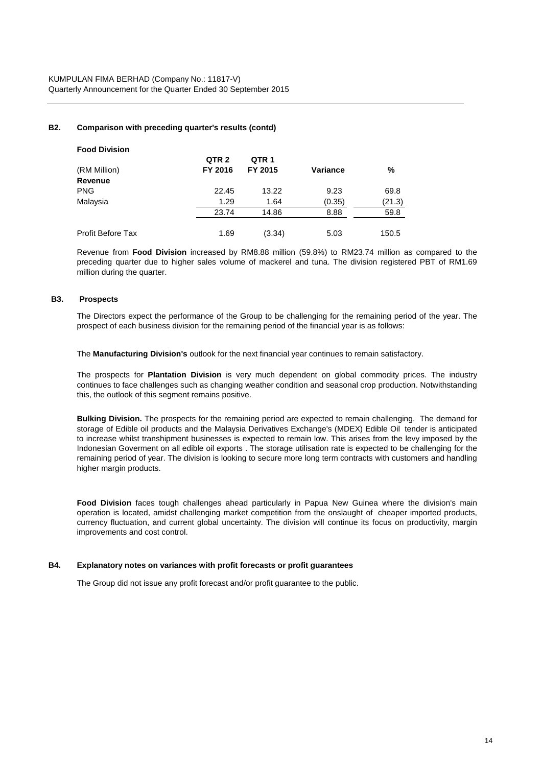KUMPULAN FIMA BERHAD (Company No.: 11817-V)
Quarterly Announcement for the Quarter Ended 30 September 2015

### B2. Comparison with preceding quarter's results (contd)

**Food Division**

| (RM Million) | QTR 2 FY 2016 | QTR 1 FY 2015 | Variance | % |
|---|---|---|---|---|
| **Revenue** | | | | |
| PNG | 22.45 | 13.22 | 9.23 | 69.8 |
| Malaysia | 1.29 | 1.64 | (0.35) | (21.3) |
| | 23.74 | 14.86 | 8.88 | 59.8 |
| Profit Before Tax | 1.69 | (3.34) | 5.03 | 150.5 |

Revenue from **Food Division** increased by RM8.88 million (59.8%) to RM23.74 million as compared to the preceding quarter due to higher sales volume of mackerel and tuna. The division registered PBT of RM1.69 million during the quarter.

### B3. Prospects

The Directors expect the performance of the Group to be challenging for the remaining period of the year. The prospect of each business division for the remaining period of the financial year is as follows:

The **Manufacturing Division's** outlook for the next financial year continues to remain satisfactory.

The prospects for **Plantation Division** is very much dependent on global commodity prices. The industry continues to face challenges such as changing weather condition and seasonal crop production. Notwithstanding this, the outlook of this segment remains positive.

**Bulking Division.** The prospects for the remaining period are expected to remain challenging. The demand for storage of Edible oil products and the Malaysia Derivatives Exchange's (MDEX) Edible Oil tender is anticipated to increase whilst transhipment businesses is expected to remain low. This arises from the levy imposed by the Indonesian Goverment on all edible oil exports . The storage utilisation rate is expected to be challenging for the remaining period of year. The division is looking to secure more long term contracts with customers and handling higher margin products.

**Food Division** faces tough challenges ahead particularly in Papua New Guinea where the division's main operation is located, amidst challenging market competition from the onslaught of cheaper imported products, currency fluctuation, and current global uncertainty. The division will continue its focus on productivity, margin improvements and cost control.

### B4. Explanatory notes on variances with profit forecasts or profit guarantees

The Group did not issue any profit forecast and/or profit guarantee to the public.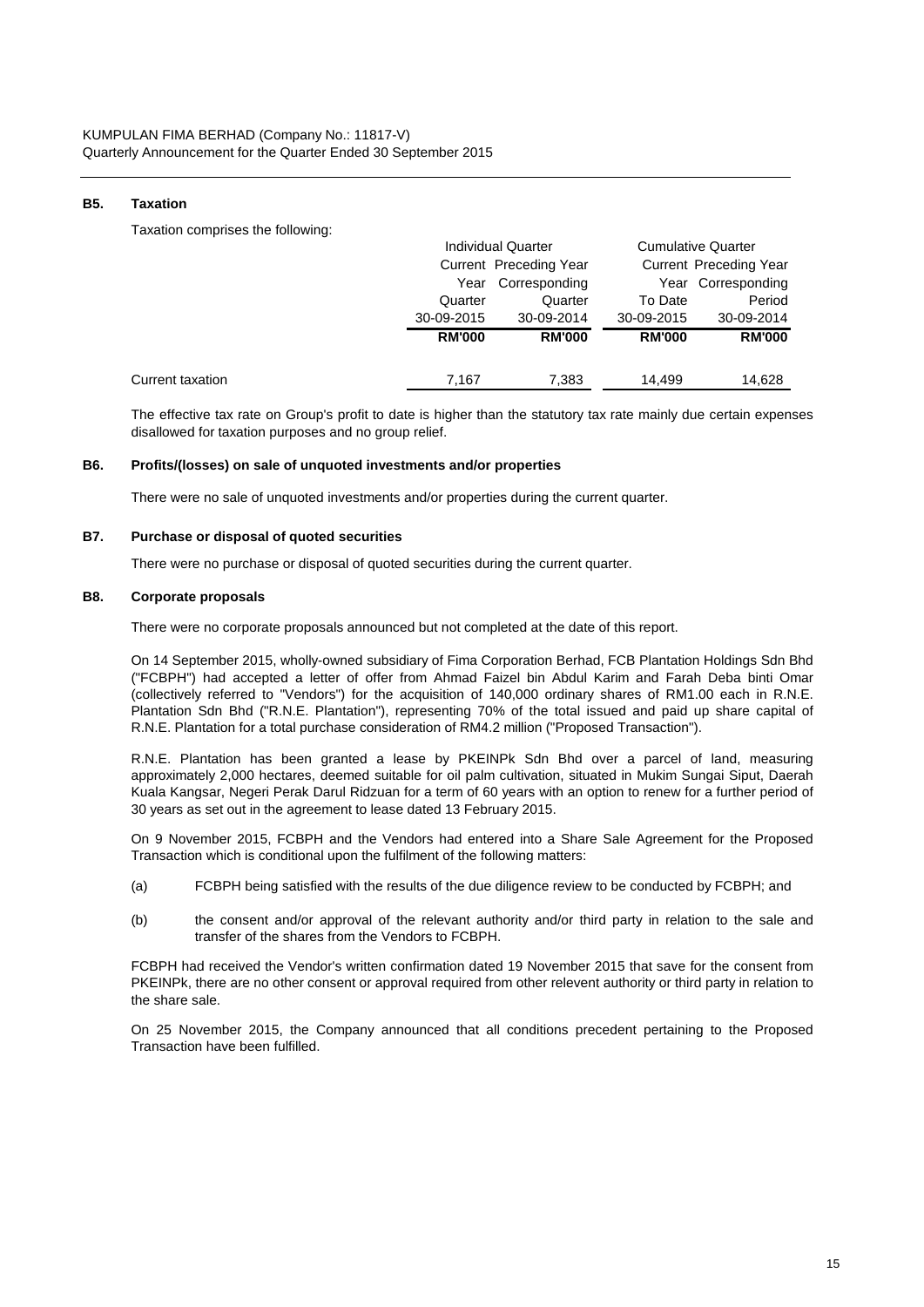### B5. Taxation

Taxation comprises the following:

| | Individual Quarter | | Cumulative Quarter | |
|---|---|---|---|---|
| | Current Year Quarter | Preceding Year Corresponding Quarter | Current Year To Date | Preceding Year Corresponding Period |
| | 30-09-2015 | 30-09-2014 | 30-09-2015 | 30-09-2014 |
| | **RM'000** | **RM'000** | **RM'000** | **RM'000** |
| Current taxation | 7,167 | 7,383 | 14,499 | 14,628 |

The effective tax rate on Group's profit to date is higher than the statutory tax rate mainly due certain expenses disallowed for taxation purposes and no group relief.

### B6. Profits/(losses) on sale of unquoted investments and/or properties

There were no sale of unquoted investments and/or properties during the current quarter.

### B7. Purchase or disposal of quoted securities

There were no purchase or disposal of quoted securities during the current quarter.

### B8. Corporate proposals

There were no corporate proposals announced but not completed at the date of this report.

On 14 September 2015, wholly-owned subsidiary of Fima Corporation Berhad, FCB Plantation Holdings Sdn Bhd ("FCBPH") had accepted a letter of offer from Ahmad Faizel bin Abdul Karim and Farah Deba binti Omar (collectively referred to "Vendors") for the acquisition of 140,000 ordinary shares of RM1.00 each in R.N.E. Plantation Sdn Bhd ("R.N.E. Plantation"), representing 70% of the total issued and paid up share capital of R.N.E. Plantation for a total purchase consideration of RM4.2 million ("Proposed Transaction").

R.N.E. Plantation has been granted a lease by PKEINPk Sdn Bhd over a parcel of land, measuring approximately 2,000 hectares, deemed suitable for oil palm cultivation, situated in Mukim Sungai Siput, Daerah Kuala Kangsar, Negeri Perak Darul Ridzuan for a term of 60 years with an option to renew for a further period of 30 years as set out in the agreement to lease dated 13 February 2015.

On 9 November 2015, FCBPH and the Vendors had entered into a Share Sale Agreement for the Proposed Transaction which is conditional upon the fulfilment of the following matters:

(a) FCBPH being satisfied with the results of the due diligence review to be conducted by FCBPH; and

(b) the consent and/or approval of the relevant authority and/or third party in relation to the sale and transfer of the shares from the Vendors to FCBPH.

FCBPH had received the Vendor's written confirmation dated 19 November 2015 that save for the consent from PKEINPk, there are no other consent or approval required from other relevent authority or third party in relation to the share sale.

On 25 November 2015, the Company announced that all conditions precedent pertaining to the Proposed Transaction have been fulfilled.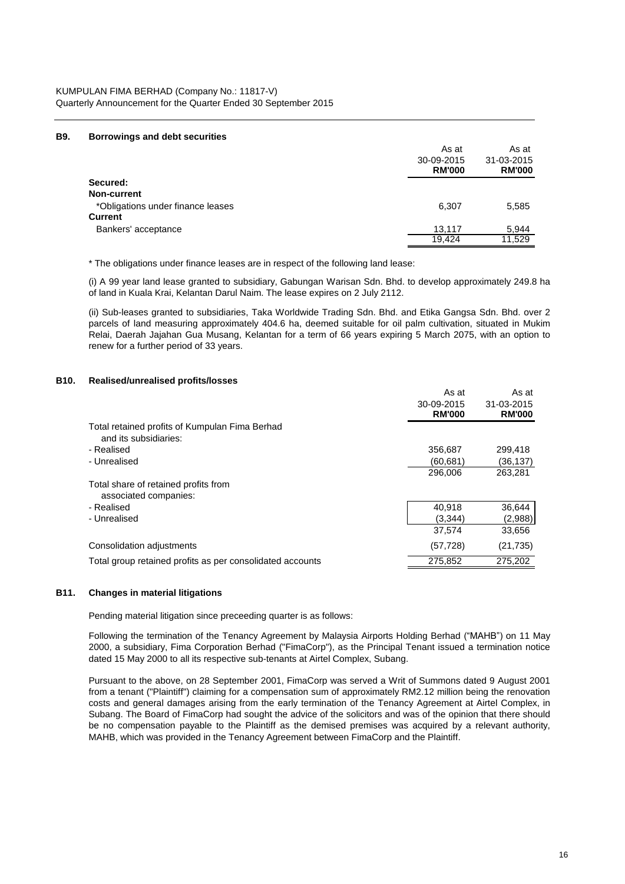## B9. Borrowings and debt securities

| | As at 30-09-2015 **RM'000** | As at 31-03-2015 **RM'000** |
|---|---|---|
| **Secured:** | | |
| **Non-current** | | |
| *Obligations under finance leases | 6,307 | 5,585 |
| **Current** | | |
| Bankers' acceptance | 13,117 | 5,944 |
| | 19,424 | 11,529 |

* The obligations under finance leases are in respect of the following land lease:

(i) A 99 year land lease granted to subsidiary, Gabungan Warisan Sdn. Bhd. to develop approximately 249.8 ha of land in Kuala Krai, Kelantan Darul Naim. The lease expires on 2 July 2112.

(ii) Sub-leases granted to subsidiaries, Taka Worldwide Trading Sdn. Bhd. and Etika Gangsa Sdn. Bhd. over 2 parcels of land measuring approximately 404.6 ha, deemed suitable for oil palm cultivation, situated in Mukim Relai, Daerah Jajahan Gua Musang, Kelantan for a term of 66 years expiring 5 March 2075, with an option to renew for a further period of 33 years.

## B10. Realised/unrealised profits/losses

| | As at 30-09-2015 **RM'000** | As at 31-03-2015 **RM'000** |
|---|---|---|
| Total retained profits of Kumpulan Fima Berhad and its subsidiaries: | | |
| - Realised | 356,687 | 299,418 |
| - Unrealised | (60,681) | (36,137) |
| | 296,006 | 263,281 |
| Total share of retained profits from associated companies: | | |
| - Realised | 40,918 | 36,644 |
| - Unrealised | (3,344) | (2,988) |
| | 37,574 | 33,656 |
| Consolidation adjustments | (57,728) | (21,735) |
| Total group retained profits as per consolidated accounts | 275,852 | 275,202 |

## B11. Changes in material litigations

Pending material litigation since preceeding quarter is as follows:

Following the termination of the Tenancy Agreement by Malaysia Airports Holding Berhad ("MAHB") on 11 May 2000, a subsidiary, Fima Corporation Berhad ("FimaCorp"), as the Principal Tenant issued a termination notice dated 15 May 2000 to all its respective sub-tenants at Airtel Complex, Subang.

Pursuant to the above, on 28 September 2001, FimaCorp was served a Writ of Summons dated 9 August 2001 from a tenant ("Plaintiff") claiming for a compensation sum of approximately RM2.12 million being the renovation costs and general damages arising from the early termination of the Tenancy Agreement at Airtel Complex, in Subang. The Board of FimaCorp had sought the advice of the solicitors and was of the opinion that there should be no compensation payable to the Plaintiff as the demised premises was acquired by a relevant authority, MAHB, which was provided in the Tenancy Agreement between FimaCorp and the Plaintiff.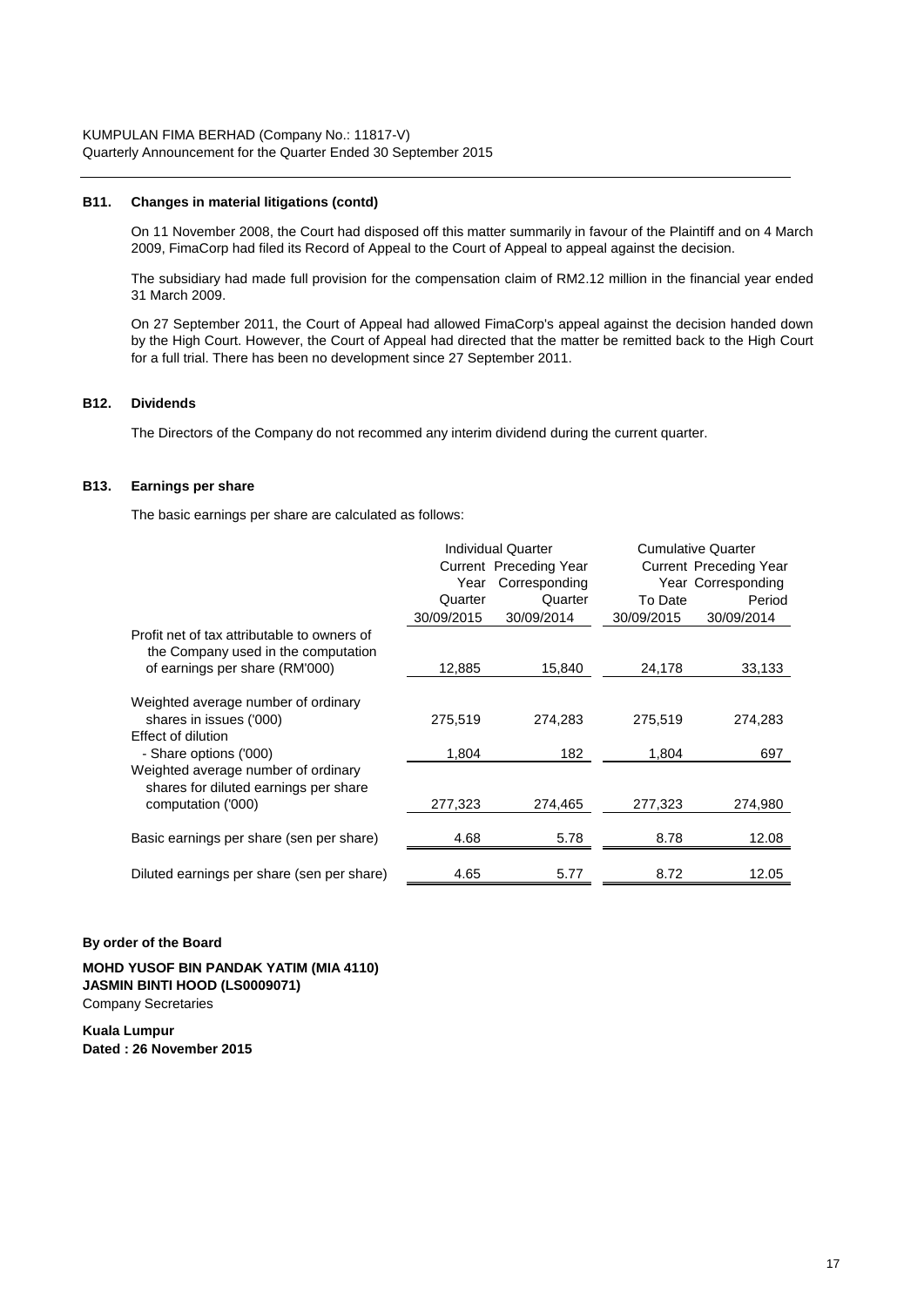KUMPULAN FIMA BERHAD (Company No.: 11817-V)
Quarterly Announcement for the Quarter Ended 30 September 2015

### B11. Changes in material litigations (contd)

On 11 November 2008, the Court had disposed off this matter summarily in favour of the Plaintiff and on 4 March 2009, FimaCorp had filed its Record of Appeal to the Court of Appeal to appeal against the decision.

The subsidiary had made full provision for the compensation claim of RM2.12 million in the financial year ended 31 March 2009.

On 27 September 2011, the Court of Appeal had allowed FimaCorp's appeal against the decision handed down by the High Court. However, the Court of Appeal had directed that the matter be remitted back to the High Court for a full trial. There has been no development since 27 September 2011.

### B12. Dividends

The Directors of the Company do not recommed any interim dividend during the current quarter.

### B13. Earnings per share

The basic earnings per share are calculated as follows:

| | Individual Quarter | | Cumulative Quarter | |
|---|---|---|---|---|
| | Current Year Quarter 30/09/2015 | Preceding Year Corresponding Quarter 30/09/2014 | Current Year To Date 30/09/2015 | Preceding Year Corresponding Period 30/09/2014 |
| Profit net of tax attributable to owners of the Company used in the computation of earnings per share (RM'000) | 12,885 | 15,840 | 24,178 | 33,133 |
| Weighted average number of ordinary shares in issues ('000) | 275,519 | 274,283 | 275,519 | 274,283 |
| Effect of dilution | | | | |
| - Share options ('000) | 1,804 | 182 | 1,804 | 697 |
| Weighted average number of ordinary shares for diluted earnings per share computation ('000) | 277,323 | 274,465 | 277,323 | 274,980 |
| Basic earnings per share (sen per share) | 4.68 | 5.78 | 8.78 | 12.08 |
| Diluted earnings per share (sen per share) | 4.65 | 5.77 | 8.72 | 12.05 |

**By order of the Board**

**MOHD YUSOF BIN PANDAK YATIM (MIA 4110)**
**JASMIN BINTI HOOD (LS0009071)**
Company Secretaries

**Kuala Lumpur**
**Dated : 26 November 2015**